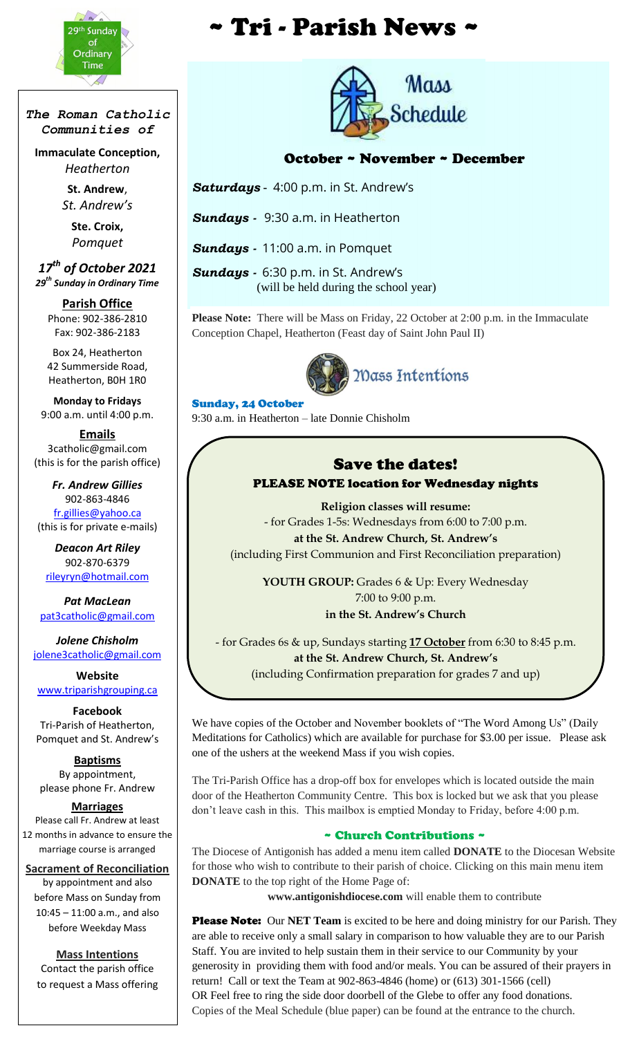# ~ Tri - Parish News ~

29th Sunday of Ordinary Time

***The Roman Catholic Communities of***

**Immaculate Conception,**
*Heatherton*

**St. Andrew**,
*St. Andrew's*

**Ste. Croix,**
*Pomquet*

***17th of October 2021***
***29th Sunday in Ordinary Time***

**Parish Office**
Phone: 902-386-2810
Fax: 902-386-2183

Box 24, Heatherton
42 Summerside Road,
Heatherton, B0H 1R0

**Monday to Fridays**
9:00 a.m. until 4:00 p.m.

**Emails**
3catholic@gmail.com
(this is for the parish office)

***Fr. Andrew Gillies***
902-863-4846
fr.gillies@yahoo.ca
(this is for private e-mails)

***Deacon Art Riley***
902-870-6379
rileyryn@hotmail.com

***Pat MacLean***
pat3catholic@gmail.com

***Jolene Chisholm***
jolene3catholic@gmail.com

**Website**
www.triparishgrouping.ca

**Facebook**
Tri-Parish of Heatherton, Pomquet and St. Andrew's

**Baptisms**
By appointment, please phone Fr. Andrew

**Marriages**
Please call Fr. Andrew at least 12 months in advance to ensure the marriage course is arranged

**Sacrament of Reconciliation**
by appointment and also before Mass on Sunday from 10:45 – 11:00 a.m., and also before Weekday Mass

**Mass Intentions**
Contact the parish office to request a Mass offering

## Mass Schedule

### October ~ November ~ December

***Saturdays*** - 4:00 p.m. in St. Andrew's

***Sundays*** - 9:30 a.m. in Heatherton

***Sundays*** - 11:00 a.m. in Pomquet

***Sundays*** - 6:30 p.m. in St. Andrew's
(will be held during the school year)

**Please Note:** There will be Mass on Friday, 22 October at 2:00 p.m. in the Immaculate Conception Chapel, Heatherton (Feast day of Saint John Paul II)

## Mass Intentions

**Sunday, 24 October**
9:30 a.m. in Heatherton – late Donnie Chisholm

## Save the dates!

### PLEASE NOTE location for Wednesday nights

**Religion classes will resume:**
- for Grades 1-5s: Wednesdays from 6:00 to 7:00 p.m.
**at the St. Andrew Church, St. Andrew's**
(including First Communion and First Reconciliation preparation)

**YOUTH GROUP:** Grades 6 & Up: Every Wednesday
7:00 to 9:00 p.m.
**in the St. Andrew's Church**

- for Grades 6s & up, Sundays starting **17 October** from 6:30 to 8:45 p.m.
**at the St. Andrew Church, St. Andrew's**
(including Confirmation preparation for grades 7 and up)

We have copies of the October and November booklets of "The Word Among Us" (Daily Meditations for Catholics) which are available for purchase for $3.00 per issue. Please ask one of the ushers at the weekend Mass if you wish copies.

The Tri-Parish Office has a drop-off box for envelopes which is located outside the main door of the Heatherton Community Centre. This box is locked but we ask that you please don't leave cash in this. This mailbox is emptied Monday to Friday, before 4:00 p.m.

### ~ Church Contributions ~

The Diocese of Antigonish has added a menu item called **DONATE** to the Diocesan Website for those who wish to contribute to their parish of choice. Clicking on this main menu item **DONATE** to the top right of the Home Page of:
**www.antigonishdiocese.com** will enable them to contribute

**Please Note:** Our **NET Team** is excited to be here and doing ministry for our Parish. They are able to receive only a small salary in comparison to how valuable they are to our Parish Staff. You are invited to help sustain them in their service to our Community by your generosity in providing them with food and/or meals. You can be assured of their prayers in return! Call or text the Team at 902-863-4846 (home) or (613) 301-1566 (cell)
OR Feel free to ring the side door doorbell of the Glebe to offer any food donations.
Copies of the Meal Schedule (blue paper) can be found at the entrance to the church.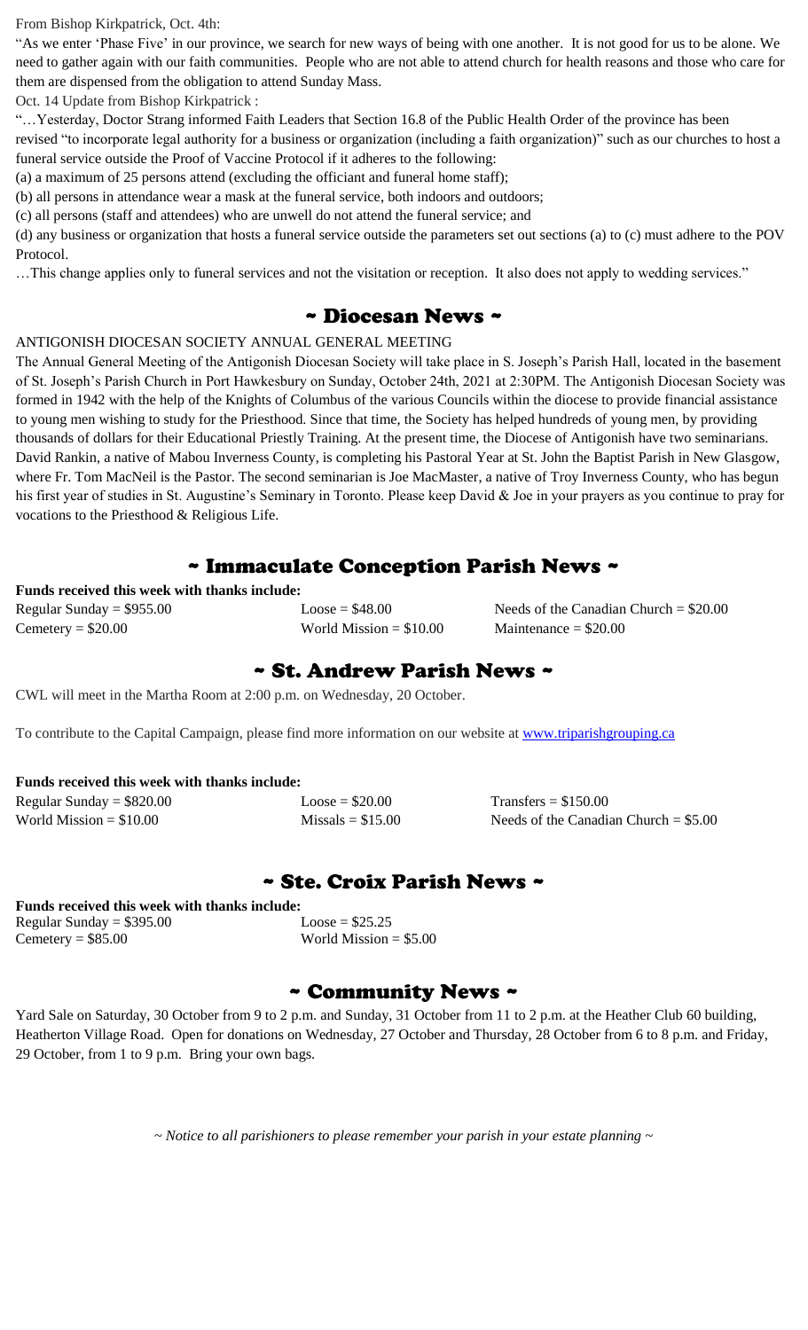From Bishop Kirkpatrick, Oct. 4th:

"As we enter 'Phase Five' in our province, we search for new ways of being with one another. It is not good for us to be alone. We need to gather again with our faith communities. People who are not able to attend church for health reasons and those who care for them are dispensed from the obligation to attend Sunday Mass.

Oct. 14 Update from Bishop Kirkpatrick :

"…Yesterday, Doctor Strang informed Faith Leaders that Section 16.8 of the Public Health Order of the province has been revised "to incorporate legal authority for a business or organization (including a faith organization)" such as our churches to host a funeral service outside the Proof of Vaccine Protocol if it adheres to the following:

(a) a maximum of 25 persons attend (excluding the officiant and funeral home staff);

(b) all persons in attendance wear a mask at the funeral service, both indoors and outdoors;

(c) all persons (staff and attendees) who are unwell do not attend the funeral service; and

(d) any business or organization that hosts a funeral service outside the parameters set out sections (a) to (c) must adhere to the POV Protocol.

…This change applies only to funeral services and not the visitation or reception. It also does not apply to wedding services."

## ~ Diocesan News ~

ANTIGONISH DIOCESAN SOCIETY ANNUAL GENERAL MEETING

The Annual General Meeting of the Antigonish Diocesan Society will take place in S. Joseph's Parish Hall, located in the basement of St. Joseph's Parish Church in Port Hawkesbury on Sunday, October 24th, 2021 at 2:30PM. The Antigonish Diocesan Society was formed in 1942 with the help of the Knights of Columbus of the various Councils within the diocese to provide financial assistance to young men wishing to study for the Priesthood. Since that time, the Society has helped hundreds of young men, by providing thousands of dollars for their Educational Priestly Training. At the present time, the Diocese of Antigonish have two seminarians. David Rankin, a native of Mabou Inverness County, is completing his Pastoral Year at St. John the Baptist Parish in New Glasgow, where Fr. Tom MacNeil is the Pastor. The second seminarian is Joe MacMaster, a native of Troy Inverness County, who has begun his first year of studies in St. Augustine's Seminary in Toronto. Please keep David & Joe in your prayers as you continue to pray for vocations to the Priesthood & Religious Life.

## ~ Immaculate Conception Parish News ~

**Funds received this week with thanks include:**

| | | |
|---|---|---|
| Regular Sunday = $955.00 | Loose = $48.00 | Needs of the Canadian Church = $20.00 |
| Cemetery = $20.00 | World Mission = $10.00 | Maintenance = $20.00 |

## ~ St. Andrew Parish News ~

CWL will meet in the Martha Room at 2:00 p.m. on Wednesday, 20 October.

To contribute to the Capital Campaign, please find more information on our website at www.triparishgrouping.ca

**Funds received this week with thanks include:**

| | | |
|---|---|---|
| Regular Sunday = $820.00 | Loose = $20.00 | Transfers = $150.00 |
| World Mission = $10.00 | Missals = $15.00 | Needs of the Canadian Church = $5.00 |

## ~ Ste. Croix Parish News ~

**Funds received this week with thanks include:**

| | |
|---|---|
| Regular Sunday = $395.00 | Loose = $25.25 |
| Cemetery = $85.00 | World Mission = $5.00 |

## ~ Community News ~

Yard Sale on Saturday, 30 October from 9 to 2 p.m. and Sunday, 31 October from 11 to 2 p.m. at the Heather Club 60 building, Heatherton Village Road. Open for donations on Wednesday, 27 October and Thursday, 28 October from 6 to 8 p.m. and Friday, 29 October, from 1 to 9 p.m. Bring your own bags.

*~ Notice to all parishioners to please remember your parish in your estate planning ~*